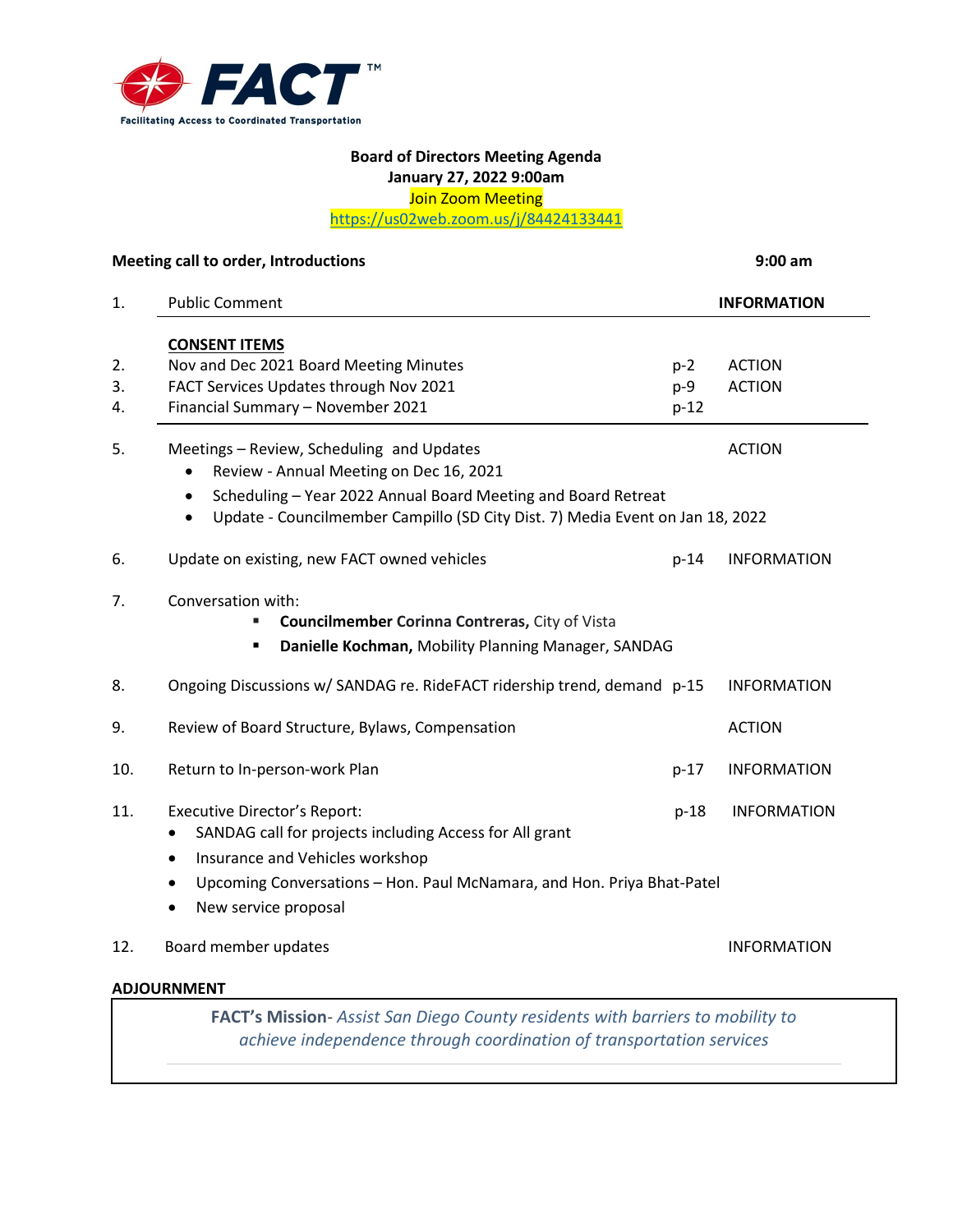**FACT**™

Facilitating Access to Coordinated Transportation

# Board of Directors Meeting Agenda

**January 27, 2022 9:00am**

Join Zoom Meeting

https://us02web.zoom.us/j/84424133441

**Meeting call to order, Introductions** **9:00 am**

1. Public Comment **INFORMATION**

**CONSENT ITEMS**

2. Nov and Dec 2021 Board Meeting Minutes p-2 ACTION
3. FACT Services Updates through Nov 2021 p-9 ACTION
4. Financial Summary – November 2021 p-12

5. Meetings – Review, Scheduling and Updates ACTION
   - Review - Annual Meeting on Dec 16, 2021
   - Scheduling – Year 2022 Annual Board Meeting and Board Retreat
   - Update - Councilmember Campillo (SD City Dist. 7) Media Event on Jan 18, 2022

6. Update on existing, new FACT owned vehicles p-14 INFORMATION

7. Conversation with:
   - **Councilmember Corinna Contreras,** City of Vista
   - **Danielle Kochman,** Mobility Planning Manager, SANDAG

8. Ongoing Discussions w/ SANDAG re. RideFACT ridership trend, demand p-15 INFORMATION

9. Review of Board Structure, Bylaws, Compensation ACTION

10. Return to In-person-work Plan p-17 INFORMATION

11. Executive Director's Report: p-18 INFORMATION
    - SANDAG call for projects including Access for All grant
    - Insurance and Vehicles workshop
    - Upcoming Conversations – Hon. Paul McNamara, and Hon. Priya Bhat-Patel
    - New service proposal

12. Board member updates INFORMATION

**ADJOURNMENT**

**FACT's Mission**- *Assist San Diego County residents with barriers to mobility to achieve independence through coordination of transportation services*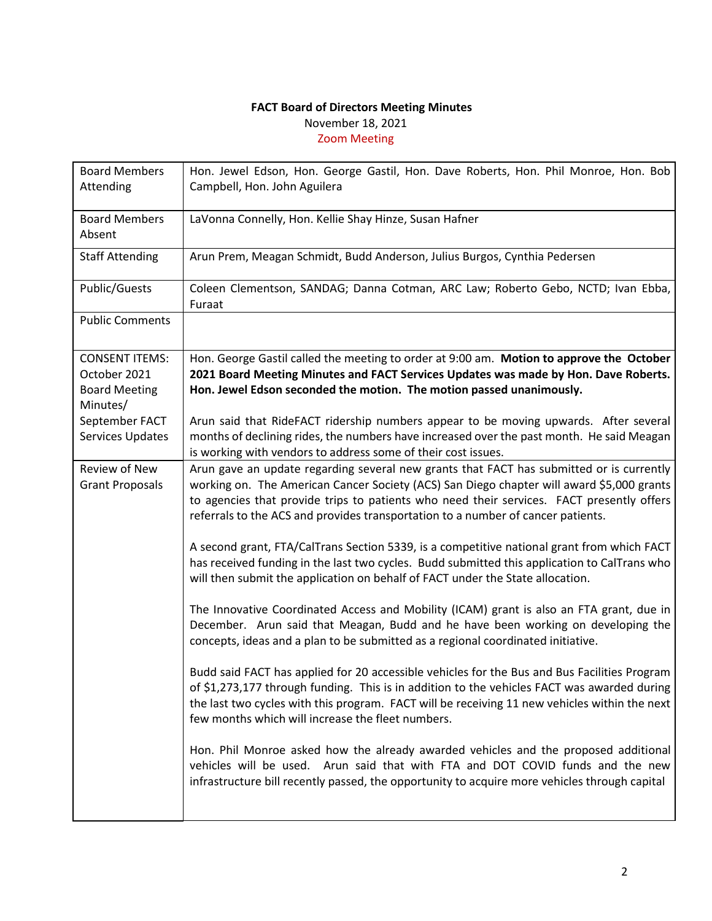**FACT Board of Directors Meeting Minutes**

November 18, 2021

Zoom Meeting

| | |
|---|---|
| Board Members Attending | Hon. Jewel Edson, Hon. George Gastil, Hon. Dave Roberts, Hon. Phil Monroe, Hon. Bob Campbell, Hon. John Aguilera |
| Board Members Absent | LaVonna Connelly, Hon. Kellie Shay Hinze, Susan Hafner |
| Staff Attending | Arun Prem, Meagan Schmidt, Budd Anderson, Julius Burgos, Cynthia Pedersen |
| Public/Guests | Coleen Clementson, SANDAG; Danna Cotman, ARC Law; Roberto Gebo, NCTD; Ivan Ebba, Furaat |
| Public Comments | |
| CONSENT ITEMS: October 2021 Board Meeting Minutes/ September FACT Services Updates | Hon. George Gastil called the meeting to order at 9:00 am. **Motion to approve the October 2021 Board Meeting Minutes and FACT Services Updates was made by Hon. Dave Roberts. Hon. Jewel Edson seconded the motion. The motion passed unanimously.**<br><br>Arun said that RideFACT ridership numbers appear to be moving upwards. After several months of declining rides, the numbers have increased over the past month. He said Meagan is working with vendors to address some of their cost issues. |
| Review of New Grant Proposals | Arun gave an update regarding several new grants that FACT has submitted or is currently working on. The American Cancer Society (ACS) San Diego chapter will award $5,000 grants to agencies that provide trips to patients who need their services. FACT presently offers referrals to the ACS and provides transportation to a number of cancer patients.<br><br>A second grant, FTA/CalTrans Section 5339, is a competitive national grant from which FACT has received funding in the last two cycles. Budd submitted this application to CalTrans who will then submit the application on behalf of FACT under the State allocation.<br><br>The Innovative Coordinated Access and Mobility (ICAM) grant is also an FTA grant, due in December. Arun said that Meagan, Budd and he have been working on developing the concepts, ideas and a plan to be submitted as a regional coordinated initiative.<br><br>Budd said FACT has applied for 20 accessible vehicles for the Bus and Bus Facilities Program of $1,273,177 through funding. This is in addition to the vehicles FACT was awarded during the last two cycles with this program. FACT will be receiving 11 new vehicles within the next few months which will increase the fleet numbers.<br><br>Hon. Phil Monroe asked how the already awarded vehicles and the proposed additional vehicles will be used. Arun said that with FTA and DOT COVID funds and the new infrastructure bill recently passed, the opportunity to acquire more vehicles through capital |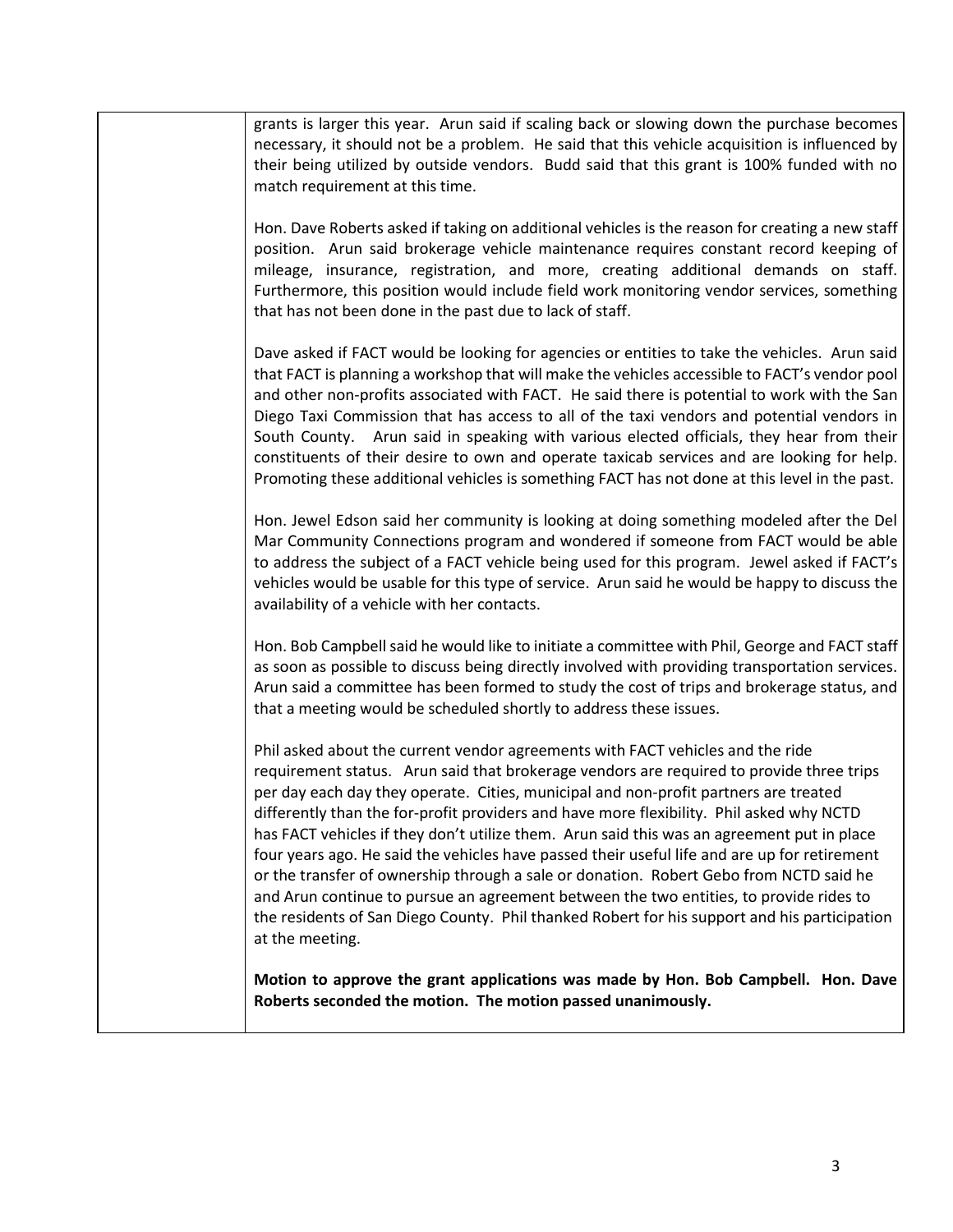| | |
|---|---|
| | grants is larger this year. Arun said if scaling back or slowing down the purchase becomes necessary, it should not be a problem. He said that this vehicle acquisition is influenced by their being utilized by outside vendors. Budd said that this grant is 100% funded with no match requirement at this time.<br><br>Hon. Dave Roberts asked if taking on additional vehicles is the reason for creating a new staff position. Arun said brokerage vehicle maintenance requires constant record keeping of mileage, insurance, registration, and more, creating additional demands on staff. Furthermore, this position would include field work monitoring vendor services, something that has not been done in the past due to lack of staff.<br><br>Dave asked if FACT would be looking for agencies or entities to take the vehicles. Arun said that FACT is planning a workshop that will make the vehicles accessible to FACT's vendor pool and other non-profits associated with FACT. He said there is potential to work with the San Diego Taxi Commission that has access to all of the taxi vendors and potential vendors in South County. Arun said in speaking with various elected officials, they hear from their constituents of their desire to own and operate taxicab services and are looking for help. Promoting these additional vehicles is something FACT has not done at this level in the past.<br><br>Hon. Jewel Edson said her community is looking at doing something modeled after the Del Mar Community Connections program and wondered if someone from FACT would be able to address the subject of a FACT vehicle being used for this program. Jewel asked if FACT's vehicles would be usable for this type of service. Arun said he would be happy to discuss the availability of a vehicle with her contacts.<br><br>Hon. Bob Campbell said he would like to initiate a committee with Phil, George and FACT staff as soon as possible to discuss being directly involved with providing transportation services. Arun said a committee has been formed to study the cost of trips and brokerage status, and that a meeting would be scheduled shortly to address these issues.<br><br>Phil asked about the current vendor agreements with FACT vehicles and the ride requirement status. Arun said that brokerage vendors are required to provide three trips per day each day they operate. Cities, municipal and non-profit partners are treated differently than the for-profit providers and have more flexibility. Phil asked why NCTD has FACT vehicles if they don't utilize them. Arun said this was an agreement put in place four years ago. He said the vehicles have passed their useful life and are up for retirement or the transfer of ownership through a sale or donation. Robert Gebo from NCTD said he and Arun continue to pursue an agreement between the two entities, to provide rides to the residents of San Diego County. Phil thanked Robert for his support and his participation at the meeting.<br><br>**Motion to approve the grant applications was made by Hon. Bob Campbell. Hon. Dave Roberts seconded the motion. The motion passed unanimously.** |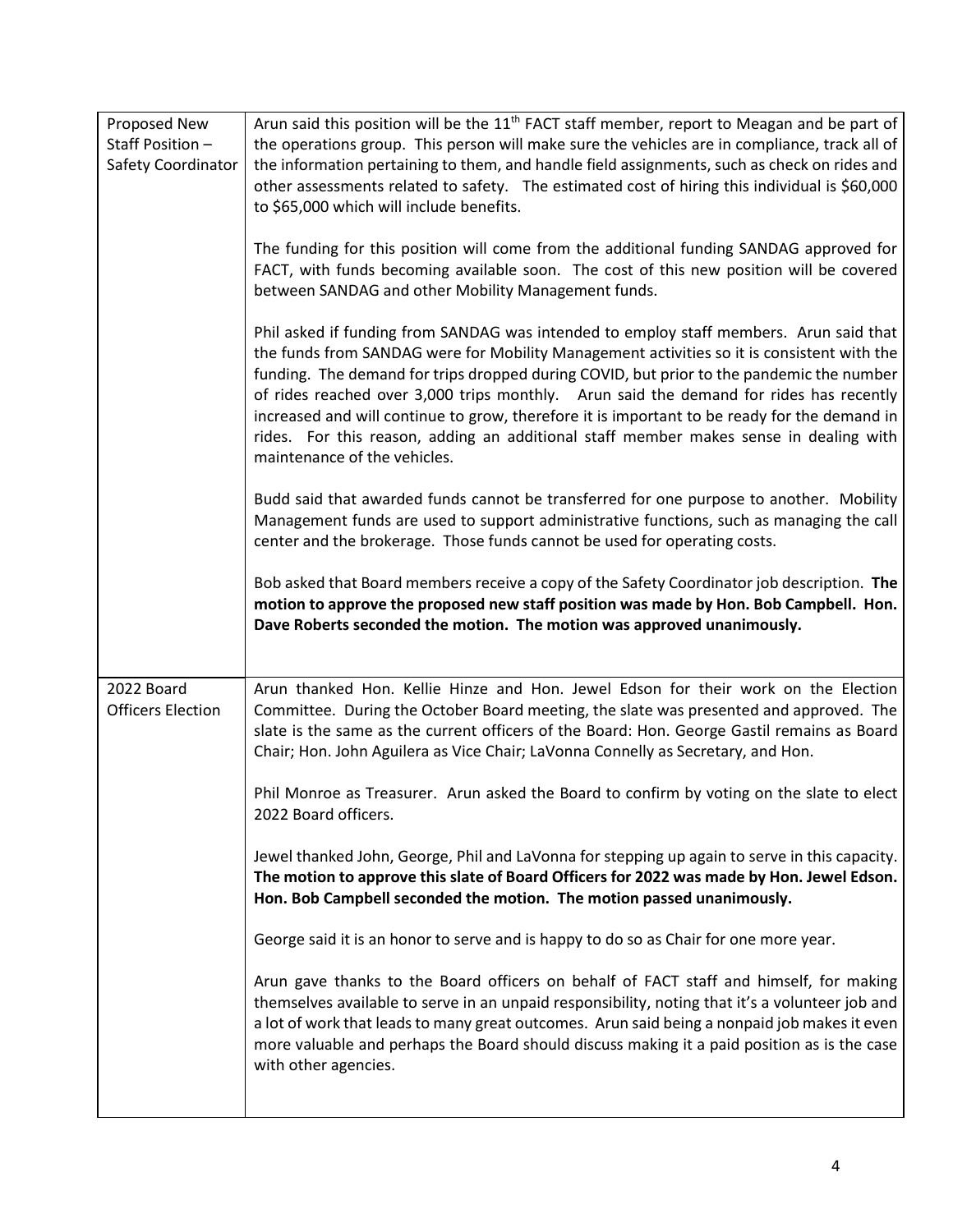| | |
|---|---|
| Proposed New Staff Position – Safety Coordinator | Arun said this position will be the 11th FACT staff member, report to Meagan and be part of the operations group. This person will make sure the vehicles are in compliance, track all of the information pertaining to them, and handle field assignments, such as check on rides and other assessments related to safety. The estimated cost of hiring this individual is $60,000 to $65,000 which will include benefits.<br><br>The funding for this position will come from the additional funding SANDAG approved for FACT, with funds becoming available soon. The cost of this new position will be covered between SANDAG and other Mobility Management funds.<br><br>Phil asked if funding from SANDAG was intended to employ staff members. Arun said that the funds from SANDAG were for Mobility Management activities so it is consistent with the funding. The demand for trips dropped during COVID, but prior to the pandemic the number of rides reached over 3,000 trips monthly. Arun said the demand for rides has recently increased and will continue to grow, therefore it is important to be ready for the demand in rides. For this reason, adding an additional staff member makes sense in dealing with maintenance of the vehicles.<br><br>Budd said that awarded funds cannot be transferred for one purpose to another. Mobility Management funds are used to support administrative functions, such as managing the call center and the brokerage. Those funds cannot be used for operating costs.<br><br>Bob asked that Board members receive a copy of the Safety Coordinator job description. **The motion to approve the proposed new staff position was made by Hon. Bob Campbell. Hon. Dave Roberts seconded the motion. The motion was approved unanimously.** |
| 2022 Board Officers Election | Arun thanked Hon. Kellie Hinze and Hon. Jewel Edson for their work on the Election Committee. During the October Board meeting, the slate was presented and approved. The slate is the same as the current officers of the Board: Hon. George Gastil remains as Board Chair; Hon. John Aguilera as Vice Chair; LaVonna Connelly as Secretary, and Hon.<br><br>Phil Monroe as Treasurer. Arun asked the Board to confirm by voting on the slate to elect 2022 Board officers.<br><br>Jewel thanked John, George, Phil and LaVonna for stepping up again to serve in this capacity. **The motion to approve this slate of Board Officers for 2022 was made by Hon. Jewel Edson. Hon. Bob Campbell seconded the motion. The motion passed unanimously.**<br><br>George said it is an honor to serve and is happy to do so as Chair for one more year.<br><br>Arun gave thanks to the Board officers on behalf of FACT staff and himself, for making themselves available to serve in an unpaid responsibility, noting that it's a volunteer job and a lot of work that leads to many great outcomes. Arun said being a nonpaid job makes it even more valuable and perhaps the Board should discuss making it a paid position as is the case with other agencies. |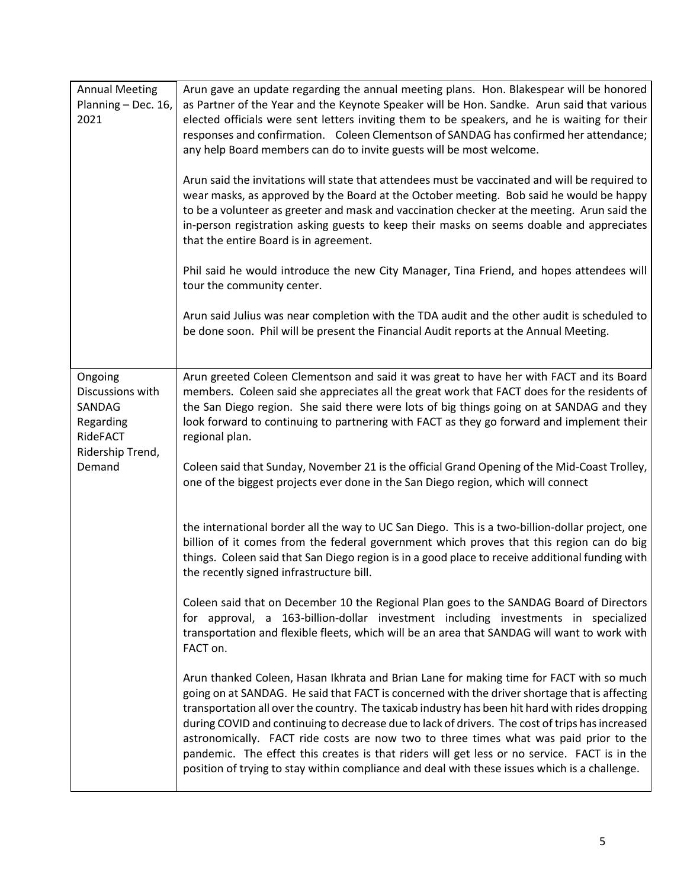| | |
|---|---|
| Annual Meeting Planning – Dec. 16, 2021 | Arun gave an update regarding the annual meeting plans. Hon. Blakespear will be honored as Partner of the Year and the Keynote Speaker will be Hon. Sandke. Arun said that various elected officials were sent letters inviting them to be speakers, and he is waiting for their responses and confirmation. Coleen Clementson of SANDAG has confirmed her attendance; any help Board members can do to invite guests will be most welcome.<br><br>Arun said the invitations will state that attendees must be vaccinated and will be required to wear masks, as approved by the Board at the October meeting. Bob said he would be happy to be a volunteer as greeter and mask and vaccination checker at the meeting. Arun said the in-person registration asking guests to keep their masks on seems doable and appreciates that the entire Board is in agreement.<br><br>Phil said he would introduce the new City Manager, Tina Friend, and hopes attendees will tour the community center.<br><br>Arun said Julius was near completion with the TDA audit and the other audit is scheduled to be done soon. Phil will be present the Financial Audit reports at the Annual Meeting. |
| Ongoing Discussions with SANDAG Regarding RideFACT Ridership Trend, Demand | Arun greeted Coleen Clementson and said it was great to have her with FACT and its Board members. Coleen said she appreciates all the great work that FACT does for the residents of the San Diego region. She said there were lots of big things going on at SANDAG and they look forward to continuing to partnering with FACT as they go forward and implement their regional plan.<br><br>Coleen said that Sunday, November 21 is the official Grand Opening of the Mid-Coast Trolley, one of the biggest projects ever done in the San Diego region, which will connect the international border all the way to UC San Diego. This is a two-billion-dollar project, one billion of it comes from the federal government which proves that this region can do big things. Coleen said that San Diego region is in a good place to receive additional funding with the recently signed infrastructure bill.<br><br>Coleen said that on December 10 the Regional Plan goes to the SANDAG Board of Directors for approval, a 163-billion-dollar investment including investments in specialized transportation and flexible fleets, which will be an area that SANDAG will want to work with FACT on.<br><br>Arun thanked Coleen, Hasan Ikhrata and Brian Lane for making time for FACT with so much going on at SANDAG. He said that FACT is concerned with the driver shortage that is affecting transportation all over the country. The taxicab industry has been hit hard with rides dropping during COVID and continuing to decrease due to lack of drivers. The cost of trips has increased astronomically. FACT ride costs are now two to three times what was paid prior to the pandemic. The effect this creates is that riders will get less or no service. FACT is in the position of trying to stay within compliance and deal with these issues which is a challenge. |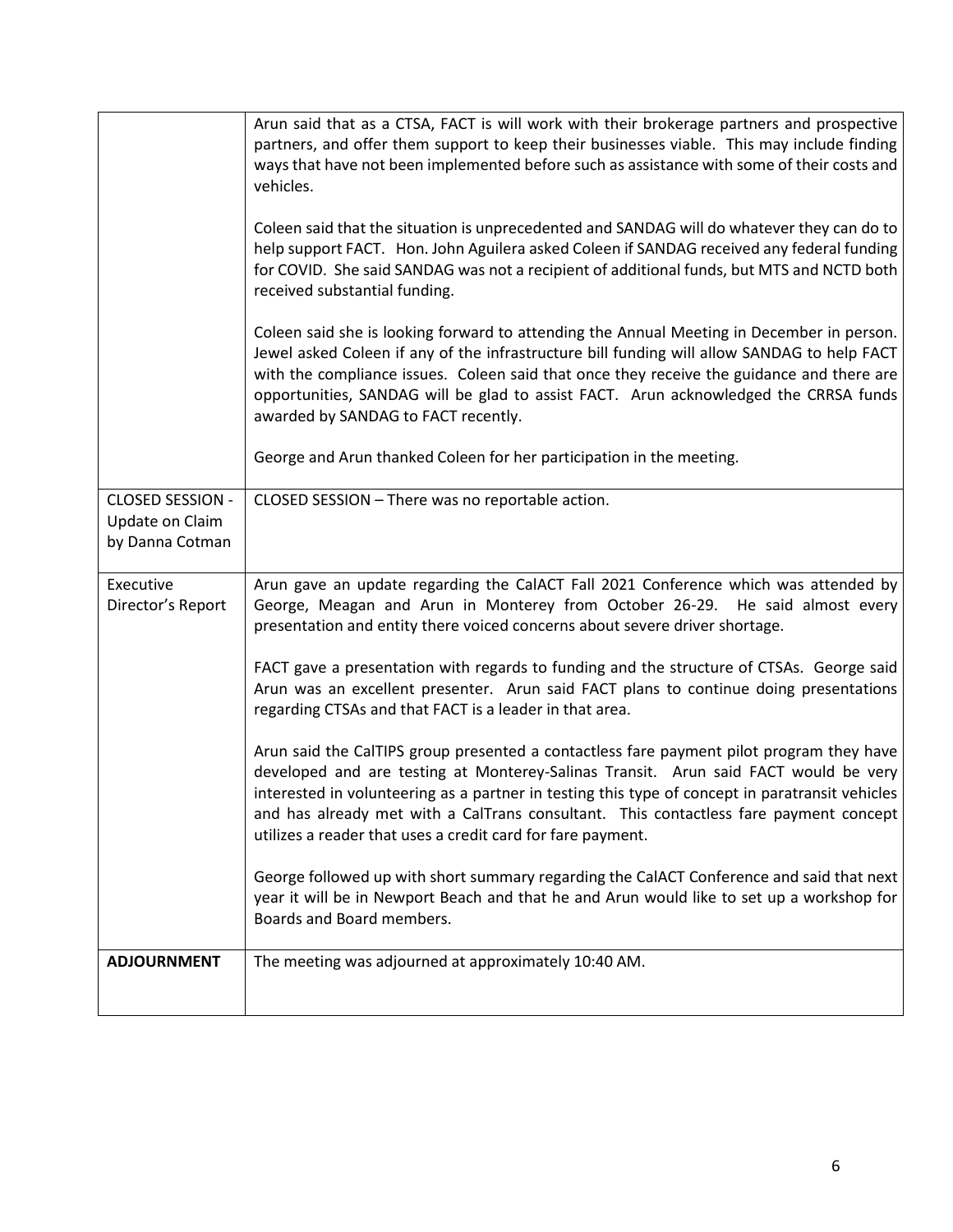| | |
|---|---|
| | Arun said that as a CTSA, FACT is will work with their brokerage partners and prospective partners, and offer them support to keep their businesses viable. This may include finding ways that have not been implemented before such as assistance with some of their costs and vehicles.<br><br>Coleen said that the situation is unprecedented and SANDAG will do whatever they can do to help support FACT. Hon. John Aguilera asked Coleen if SANDAG received any federal funding for COVID. She said SANDAG was not a recipient of additional funds, but MTS and NCTD both received substantial funding.<br><br>Coleen said she is looking forward to attending the Annual Meeting in December in person. Jewel asked Coleen if any of the infrastructure bill funding will allow SANDAG to help FACT with the compliance issues. Coleen said that once they receive the guidance and there are opportunities, SANDAG will be glad to assist FACT. Arun acknowledged the CRRSA funds awarded by SANDAG to FACT recently.<br><br>George and Arun thanked Coleen for her participation in the meeting. |
| CLOSED SESSION - Update on Claim by Danna Cotman | CLOSED SESSION – There was no reportable action. |
| Executive Director's Report | Arun gave an update regarding the CalACT Fall 2021 Conference which was attended by George, Meagan and Arun in Monterey from October 26-29. He said almost every presentation and entity there voiced concerns about severe driver shortage.<br><br>FACT gave a presentation with regards to funding and the structure of CTSAs. George said Arun was an excellent presenter. Arun said FACT plans to continue doing presentations regarding CTSAs and that FACT is a leader in that area.<br><br>Arun said the CalTIPS group presented a contactless fare payment pilot program they have developed and are testing at Monterey-Salinas Transit. Arun said FACT would be very interested in volunteering as a partner in testing this type of concept in paratransit vehicles and has already met with a CalTrans consultant. This contactless fare payment concept utilizes a reader that uses a credit card for fare payment.<br><br>George followed up with short summary regarding the CalACT Conference and said that next year it will be in Newport Beach and that he and Arun would like to set up a workshop for Boards and Board members. |
| **ADJOURNMENT** | The meeting was adjourned at approximately 10:40 AM. |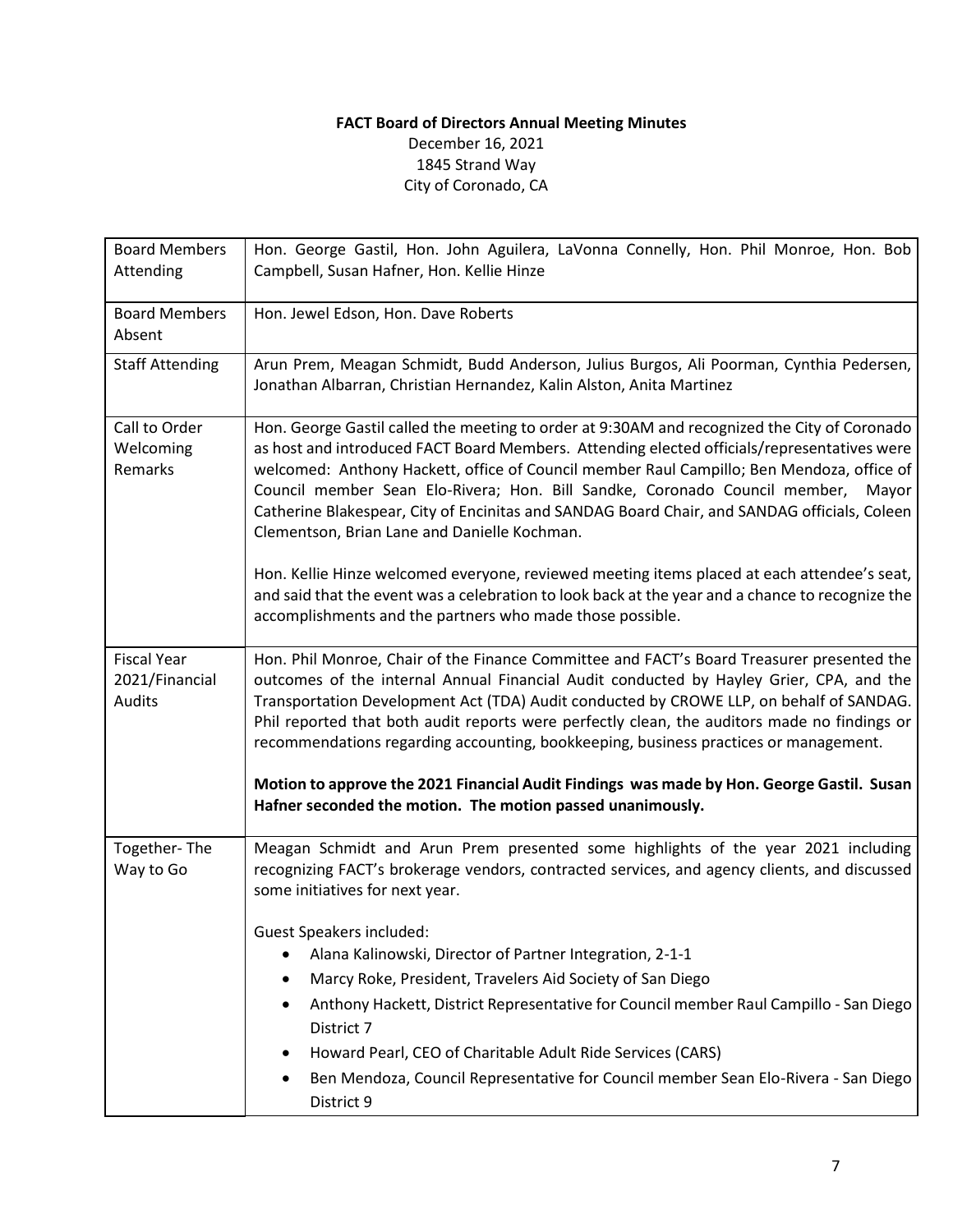**FACT Board of Directors Annual Meeting Minutes**

December 16, 2021
1845 Strand Way
City of Coronado, CA

| | |
|---|---|
| Board Members Attending | Hon. George Gastil, Hon. John Aguilera, LaVonna Connelly, Hon. Phil Monroe, Hon. Bob Campbell, Susan Hafner, Hon. Kellie Hinze |
| Board Members Absent | Hon. Jewel Edson, Hon. Dave Roberts |
| Staff Attending | Arun Prem, Meagan Schmidt, Budd Anderson, Julius Burgos, Ali Poorman, Cynthia Pedersen, Jonathan Albarran, Christian Hernandez, Kalin Alston, Anita Martinez |
| Call to Order Welcoming Remarks | Hon. George Gastil called the meeting to order at 9:30AM and recognized the City of Coronado as host and introduced FACT Board Members. Attending elected officials/representatives were welcomed: Anthony Hackett, office of Council member Raul Campillo; Ben Mendoza, office of Council member Sean Elo-Rivera; Hon. Bill Sandke, Coronado Council member, Mayor Catherine Blakespear, City of Encinitas and SANDAG Board Chair, and SANDAG officials, Coleen Clementson, Brian Lane and Danielle Kochman.<br><br>Hon. Kellie Hinze welcomed everyone, reviewed meeting items placed at each attendee's seat, and said that the event was a celebration to look back at the year and a chance to recognize the accomplishments and the partners who made those possible. |
| Fiscal Year 2021/Financial Audits | Hon. Phil Monroe, Chair of the Finance Committee and FACT's Board Treasurer presented the outcomes of the internal Annual Financial Audit conducted by Hayley Grier, CPA, and the Transportation Development Act (TDA) Audit conducted by CROWE LLP, on behalf of SANDAG. Phil reported that both audit reports were perfectly clean, the auditors made no findings or recommendations regarding accounting, bookkeeping, business practices or management.<br><br>**Motion to approve the 2021 Financial Audit Findings was made by Hon. George Gastil. Susan Hafner seconded the motion. The motion passed unanimously.** |
| Together- The Way to Go | Meagan Schmidt and Arun Prem presented some highlights of the year 2021 including recognizing FACT's brokerage vendors, contracted services, and agency clients, and discussed some initiatives for next year.<br><br>Guest Speakers included:<br>• Alana Kalinowski, Director of Partner Integration, 2-1-1<br>• Marcy Roke, President, Travelers Aid Society of San Diego<br>• Anthony Hackett, District Representative for Council member Raul Campillo - San Diego District 7<br>• Howard Pearl, CEO of Charitable Adult Ride Services (CARS)<br>• Ben Mendoza, Council Representative for Council member Sean Elo-Rivera - San Diego District 9 |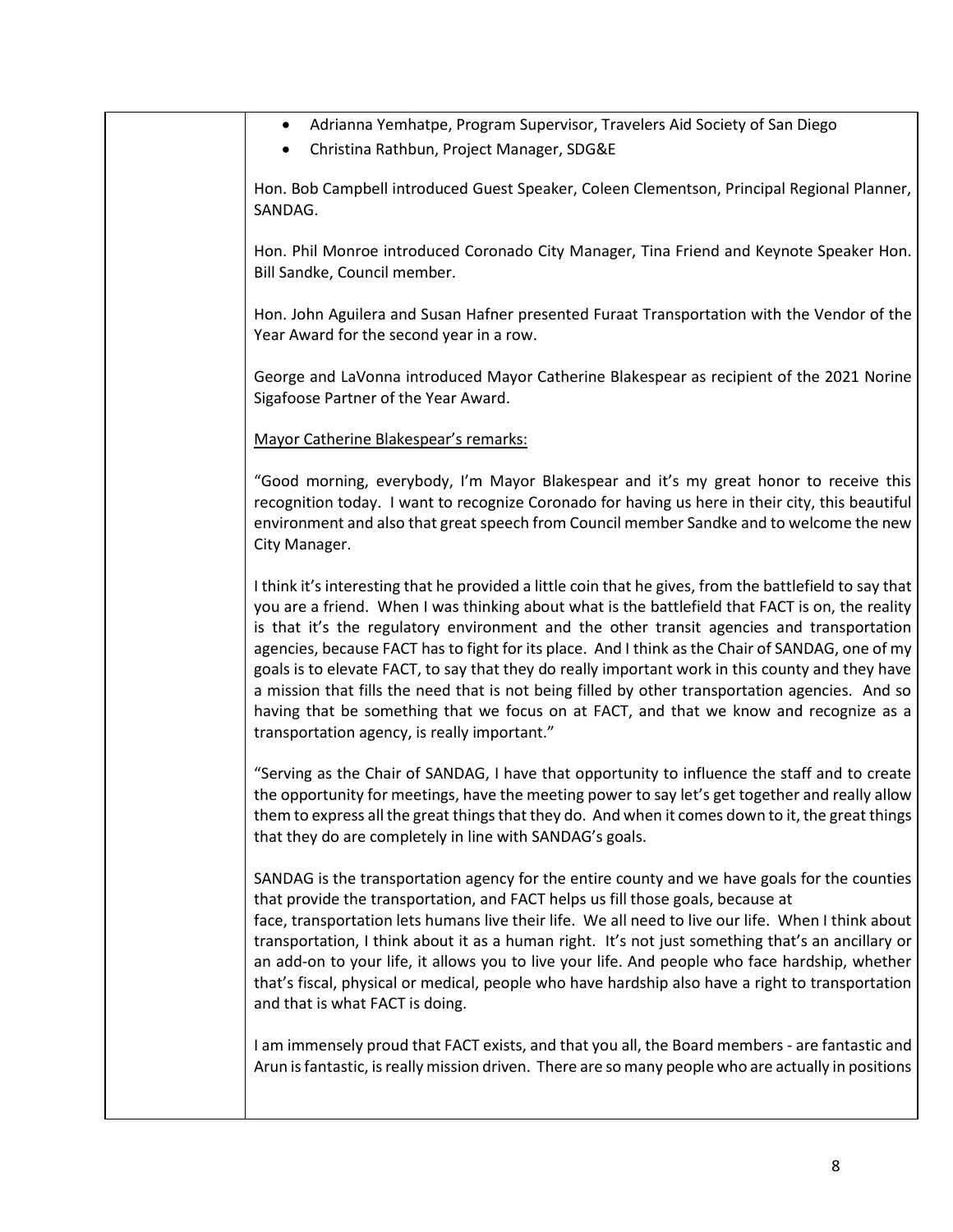- Adrianna Yemhatpe, Program Supervisor, Travelers Aid Society of San Diego
- Christina Rathbun, Project Manager, SDG&E

Hon. Bob Campbell introduced Guest Speaker, Coleen Clementson, Principal Regional Planner, SANDAG.

Hon. Phil Monroe introduced Coronado City Manager, Tina Friend and Keynote Speaker Hon. Bill Sandke, Council member.

Hon. John Aguilera and Susan Hafner presented Furaat Transportation with the Vendor of the Year Award for the second year in a row.

George and LaVonna introduced Mayor Catherine Blakespear as recipient of the 2021 Norine Sigafoose Partner of the Year Award.

Mayor Catherine Blakespear's remarks:

"Good morning, everybody, I'm Mayor Blakespear and it's my great honor to receive this recognition today. I want to recognize Coronado for having us here in their city, this beautiful environment and also that great speech from Council member Sandke and to welcome the new City Manager.

I think it's interesting that he provided a little coin that he gives, from the battlefield to say that you are a friend. When I was thinking about what is the battlefield that FACT is on, the reality is that it's the regulatory environment and the other transit agencies and transportation agencies, because FACT has to fight for its place. And I think as the Chair of SANDAG, one of my goals is to elevate FACT, to say that they do really important work in this county and they have a mission that fills the need that is not being filled by other transportation agencies. And so having that be something that we focus on at FACT, and that we know and recognize as a transportation agency, is really important."

"Serving as the Chair of SANDAG, I have that opportunity to influence the staff and to create the opportunity for meetings, have the meeting power to say let's get together and really allow them to express all the great things that they do. And when it comes down to it, the great things that they do are completely in line with SANDAG's goals.

SANDAG is the transportation agency for the entire county and we have goals for the counties that provide the transportation, and FACT helps us fill those goals, because at face, transportation lets humans live their life. We all need to live our life. When I think about transportation, I think about it as a human right. It's not just something that's an ancillary or an add-on to your life, it allows you to live your life. And people who face hardship, whether that's fiscal, physical or medical, people who have hardship also have a right to transportation and that is what FACT is doing.

I am immensely proud that FACT exists, and that you all, the Board members - are fantastic and Arun is fantastic, is really mission driven. There are so many people who are actually in positions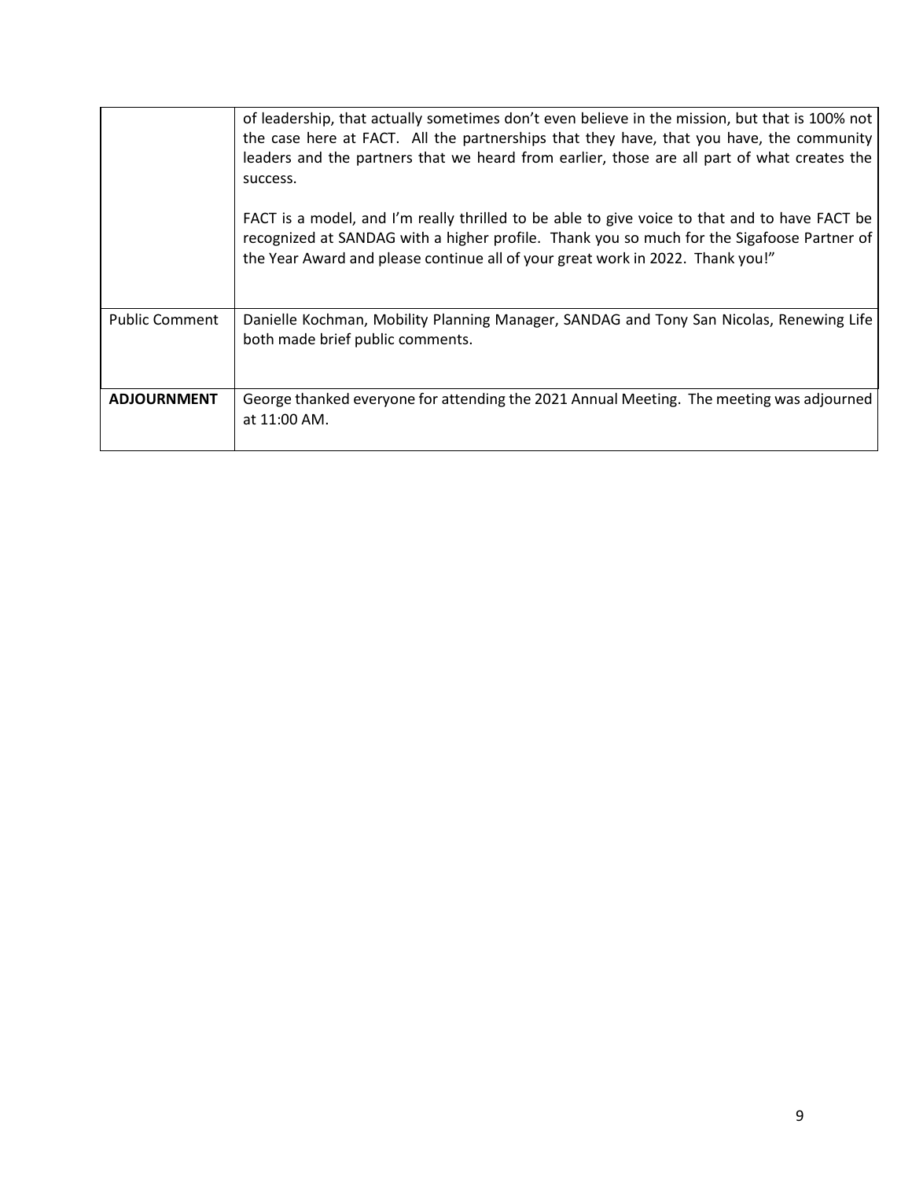| | |
|---|---|
| | of leadership, that actually sometimes don't even believe in the mission, but that is 100% not the case here at FACT. All the partnerships that they have, that you have, the community leaders and the partners that we heard from earlier, those are all part of what creates the success.<br><br>FACT is a model, and I'm really thrilled to be able to give voice to that and to have FACT be recognized at SANDAG with a higher profile. Thank you so much for the Sigafoose Partner of the Year Award and please continue all of your great work in 2022. Thank you!" |
| Public Comment | Danielle Kochman, Mobility Planning Manager, SANDAG and Tony San Nicolas, Renewing Life both made brief public comments. |
| **ADJOURNMENT** | George thanked everyone for attending the 2021 Annual Meeting. The meeting was adjourned at 11:00 AM. |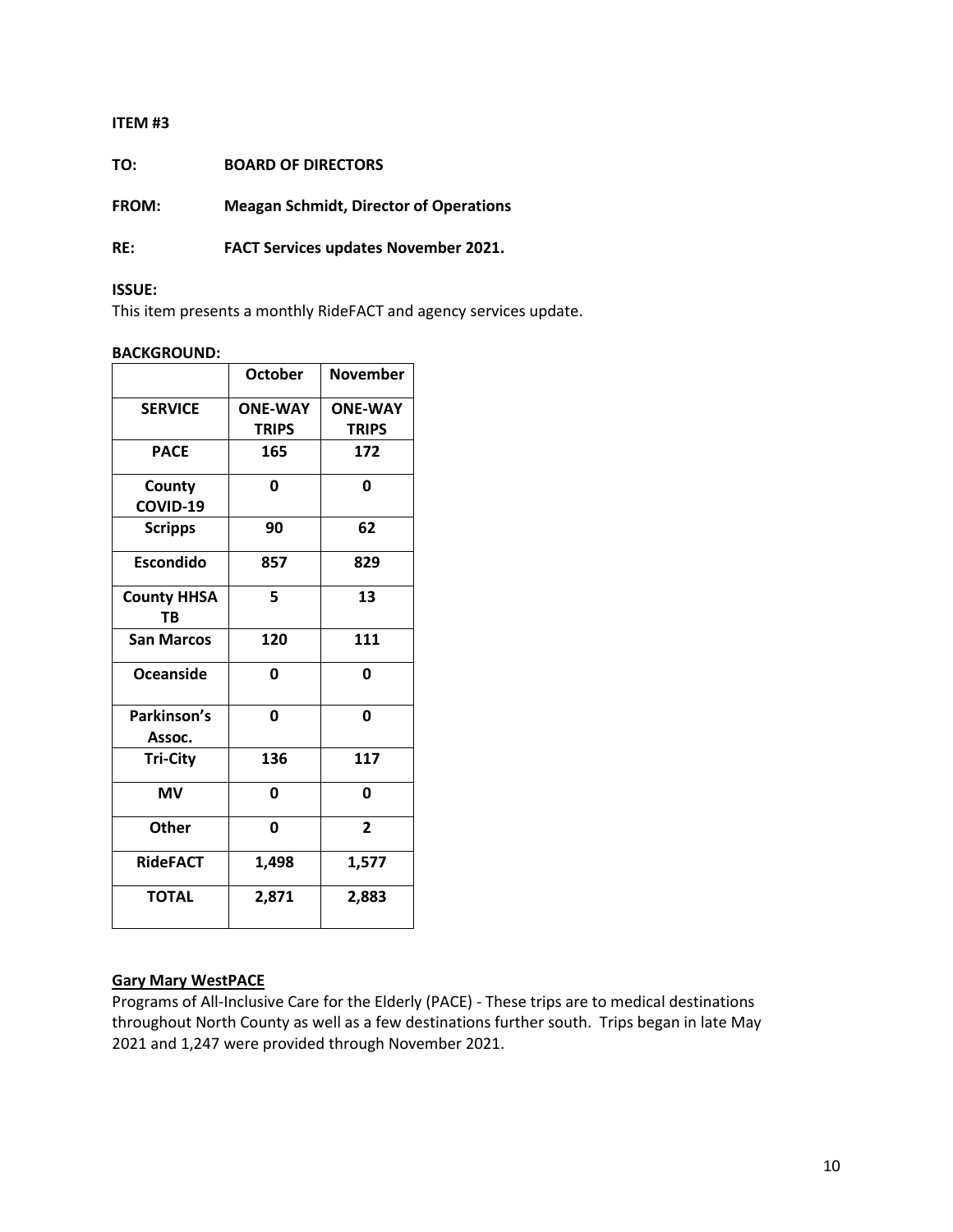**ITEM #3**

**TO:** **BOARD OF DIRECTORS**

**FROM:** **Meagan Schmidt, Director of Operations**

**RE:** **FACT Services updates November 2021.**

**ISSUE:**

This item presents a monthly RideFACT and agency services update.

**BACKGROUND:**

| | **October** | **November** |
|---|---|---|
| **SERVICE** | **ONE-WAY TRIPS** | **ONE-WAY TRIPS** |
| **PACE** | **165** | **172** |
| **County COVID-19** | **0** | **0** |
| **Scripps** | **90** | **62** |
| **Escondido** | **857** | **829** |
| **County HHSA TB** | **5** | **13** |
| **San Marcos** | **120** | **111** |
| **Oceanside** | **0** | **0** |
| **Parkinson's Assoc.** | **0** | **0** |
| **Tri-City** | **136** | **117** |
| **MV** | **0** | **0** |
| **Other** | **0** | **2** |
| **RideFACT** | **1,498** | **1,577** |
| **TOTAL** | **2,871** | **2,883** |

**Gary Mary WestPACE**

Programs of All-Inclusive Care for the Elderly (PACE) - These trips are to medical destinations throughout North County as well as a few destinations further south. Trips began in late May 2021 and 1,247 were provided through November 2021.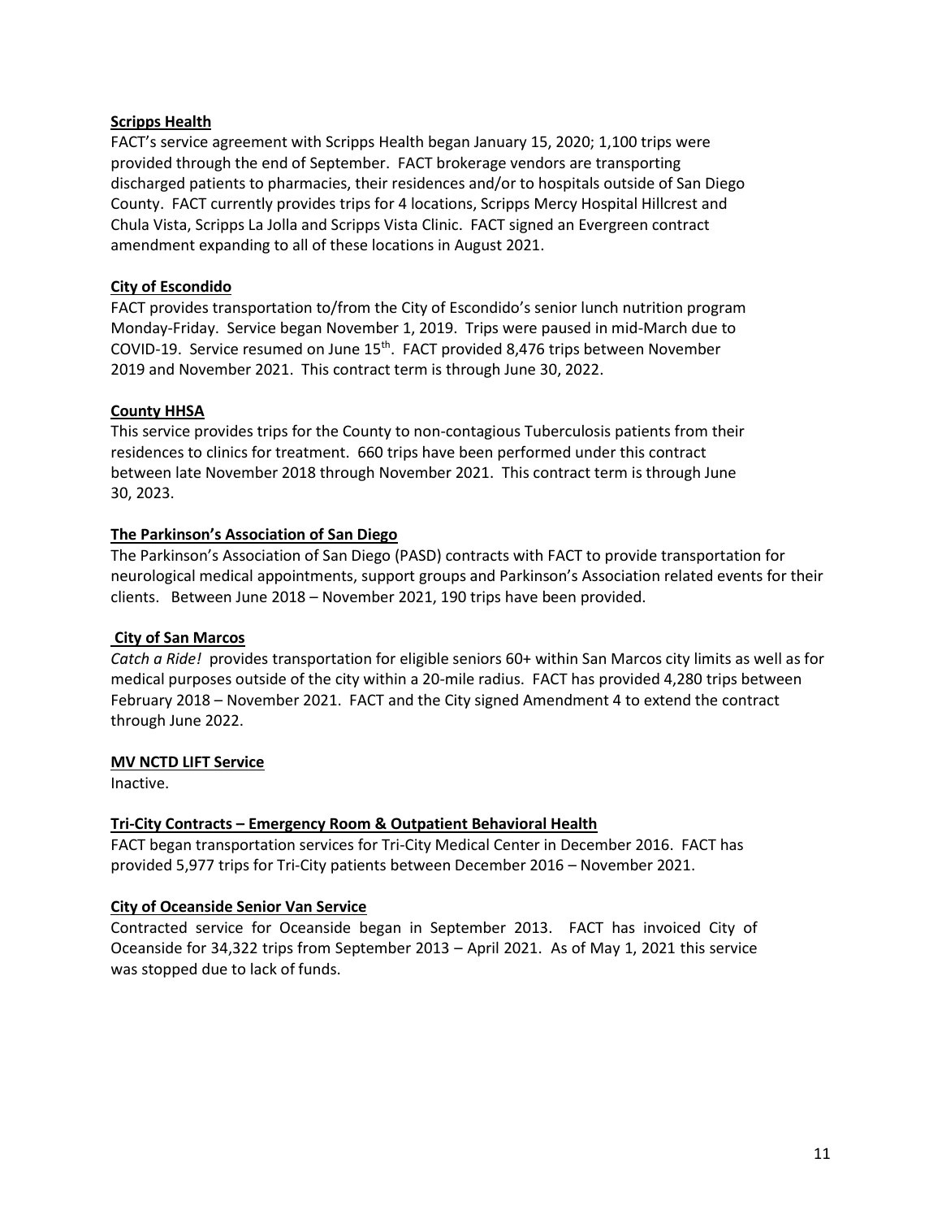**Scripps Health**

FACT's service agreement with Scripps Health began January 15, 2020; 1,100 trips were provided through the end of September. FACT brokerage vendors are transporting discharged patients to pharmacies, their residences and/or to hospitals outside of San Diego County. FACT currently provides trips for 4 locations, Scripps Mercy Hospital Hillcrest and Chula Vista, Scripps La Jolla and Scripps Vista Clinic. FACT signed an Evergreen contract amendment expanding to all of these locations in August 2021.

**City of Escondido**

FACT provides transportation to/from the City of Escondido's senior lunch nutrition program Monday-Friday. Service began November 1, 2019. Trips were paused in mid-March due to COVID-19. Service resumed on June 15th. FACT provided 8,476 trips between November 2019 and November 2021. This contract term is through June 30, 2022.

**County HHSA**

This service provides trips for the County to non-contagious Tuberculosis patients from their residences to clinics for treatment. 660 trips have been performed under this contract between late November 2018 through November 2021. This contract term is through June 30, 2023.

**The Parkinson's Association of San Diego**

The Parkinson's Association of San Diego (PASD) contracts with FACT to provide transportation for neurological medical appointments, support groups and Parkinson's Association related events for their clients. Between June 2018 – November 2021, 190 trips have been provided.

**City of San Marcos**

*Catch a Ride!* provides transportation for eligible seniors 60+ within San Marcos city limits as well as for medical purposes outside of the city within a 20-mile radius. FACT has provided 4,280 trips between February 2018 – November 2021. FACT and the City signed Amendment 4 to extend the contract through June 2022.

**MV NCTD LIFT Service**

Inactive.

**Tri-City Contracts – Emergency Room & Outpatient Behavioral Health**

FACT began transportation services for Tri-City Medical Center in December 2016. FACT has provided 5,977 trips for Tri-City patients between December 2016 – November 2021.

**City of Oceanside Senior Van Service**

Contracted service for Oceanside began in September 2013. FACT has invoiced City of Oceanside for 34,322 trips from September 2013 – April 2021. As of May 1, 2021 this service was stopped due to lack of funds.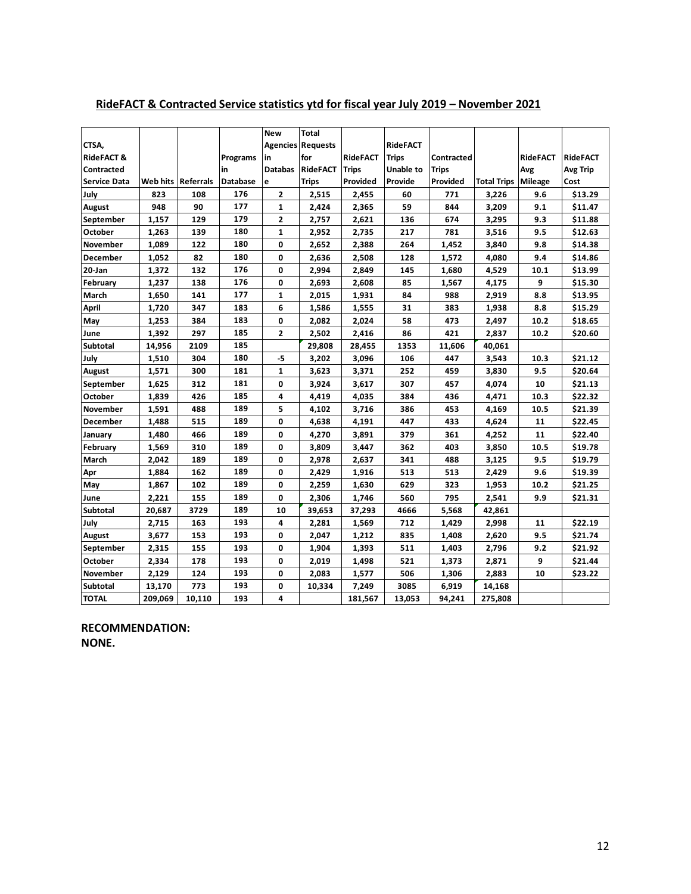## RideFACT & Contracted Service statistics ytd for fiscal year July 2019 – November 2021

| CTSA, RideFACT & Contracted Service Data | Web hits | Referrals | Programs in Database | New Agencies in Database | Total Requests for RideFACT Trips | RideFACT Trips Provided | RideFACT Trips Unable to Provide | Contracted Trips Provided | Total Trips | RideFACT Avg Mileage | RideFACT Avg Trip Cost |
|---|---|---|---|---|---|---|---|---|---|---|---|
| July | 823 | 108 | 176 | 2 | 2,515 | 2,455 | 60 | 771 | 3,226 | 9.6 | $13.29 |
| August | 948 | 90 | 177 | 1 | 2,424 | 2,365 | 59 | 844 | 3,209 | 9.1 | $11.47 |
| September | 1,157 | 129 | 179 | 2 | 2,757 | 2,621 | 136 | 674 | 3,295 | 9.3 | $11.88 |
| October | 1,263 | 139 | 180 | 1 | 2,952 | 2,735 | 217 | 781 | 3,516 | 9.5 | $12.63 |
| November | 1,089 | 122 | 180 | 0 | 2,652 | 2,388 | 264 | 1,452 | 3,840 | 9.8 | $14.38 |
| December | 1,052 | 82 | 180 | 0 | 2,636 | 2,508 | 128 | 1,572 | 4,080 | 9.4 | $14.86 |
| 20-Jan | 1,372 | 132 | 176 | 0 | 2,994 | 2,849 | 145 | 1,680 | 4,529 | 10.1 | $13.99 |
| February | 1,237 | 138 | 176 | 0 | 2,693 | 2,608 | 85 | 1,567 | 4,175 | 9 | $15.30 |
| March | 1,650 | 141 | 177 | 1 | 2,015 | 1,931 | 84 | 988 | 2,919 | 8.8 | $13.95 |
| April | 1,720 | 347 | 183 | 6 | 1,586 | 1,555 | 31 | 383 | 1,938 | 8.8 | $15.29 |
| May | 1,253 | 384 | 183 | 0 | 2,082 | 2,024 | 58 | 473 | 2,497 | 10.2 | $18.65 |
| June | 1,392 | 297 | 185 | 2 | 2,502 | 2,416 | 86 | 421 | 2,837 | 10.2 | $20.60 |
| Subtotal | 14,956 | 2109 | 185 | | 29,808 | 28,455 | 1353 | 11,606 | 40,061 | | |
| July | 1,510 | 304 | 180 | -5 | 3,202 | 3,096 | 106 | 447 | 3,543 | 10.3 | $21.12 |
| August | 1,571 | 300 | 181 | 1 | 3,623 | 3,371 | 252 | 459 | 3,830 | 9.5 | $20.64 |
| September | 1,625 | 312 | 181 | 0 | 3,924 | 3,617 | 307 | 457 | 4,074 | 10 | $21.13 |
| October | 1,839 | 426 | 185 | 4 | 4,419 | 4,035 | 384 | 436 | 4,471 | 10.3 | $22.32 |
| November | 1,591 | 488 | 189 | 5 | 4,102 | 3,716 | 386 | 453 | 4,169 | 10.5 | $21.39 |
| December | 1,488 | 515 | 189 | 0 | 4,638 | 4,191 | 447 | 433 | 4,624 | 11 | $22.45 |
| January | 1,480 | 466 | 189 | 0 | 4,270 | 3,891 | 379 | 361 | 4,252 | 11 | $22.40 |
| February | 1,569 | 310 | 189 | 0 | 3,809 | 3,447 | 362 | 403 | 3,850 | 10.5 | $19.78 |
| March | 2,042 | 189 | 189 | 0 | 2,978 | 2,637 | 341 | 488 | 3,125 | 9.5 | $19.79 |
| Apr | 1,884 | 162 | 189 | 0 | 2,429 | 1,916 | 513 | 513 | 2,429 | 9.6 | $19.39 |
| May | 1,867 | 102 | 189 | 0 | 2,259 | 1,630 | 629 | 323 | 1,953 | 10.2 | $21.25 |
| June | 2,221 | 155 | 189 | 0 | 2,306 | 1,746 | 560 | 795 | 2,541 | 9.9 | $21.31 |
| Subtotal | 20,687 | 3729 | 189 | 10 | 39,653 | 37,293 | 4666 | 5,568 | 42,861 | | |
| July | 2,715 | 163 | 193 | 4 | 2,281 | 1,569 | 712 | 1,429 | 2,998 | 11 | $22.19 |
| August | 3,677 | 153 | 193 | 0 | 2,047 | 1,212 | 835 | 1,408 | 2,620 | 9.5 | $21.74 |
| September | 2,315 | 155 | 193 | 0 | 1,904 | 1,393 | 511 | 1,403 | 2,796 | 9.2 | $21.92 |
| October | 2,334 | 178 | 193 | 0 | 2,019 | 1,498 | 521 | 1,373 | 2,871 | 9 | $21.44 |
| November | 2,129 | 124 | 193 | 0 | 2,083 | 1,577 | 506 | 1,306 | 2,883 | 10 | $23.22 |
| Subtotal | 13,170 | 773 | 193 | 0 | 10,334 | 7,249 | 3085 | 6,919 | 14,168 | | |
| TOTAL | 209,069 | 10,110 | 193 | 4 | | 181,567 | 13,053 | 94,241 | 275,808 | | |

**RECOMMENDATION:**
**NONE.**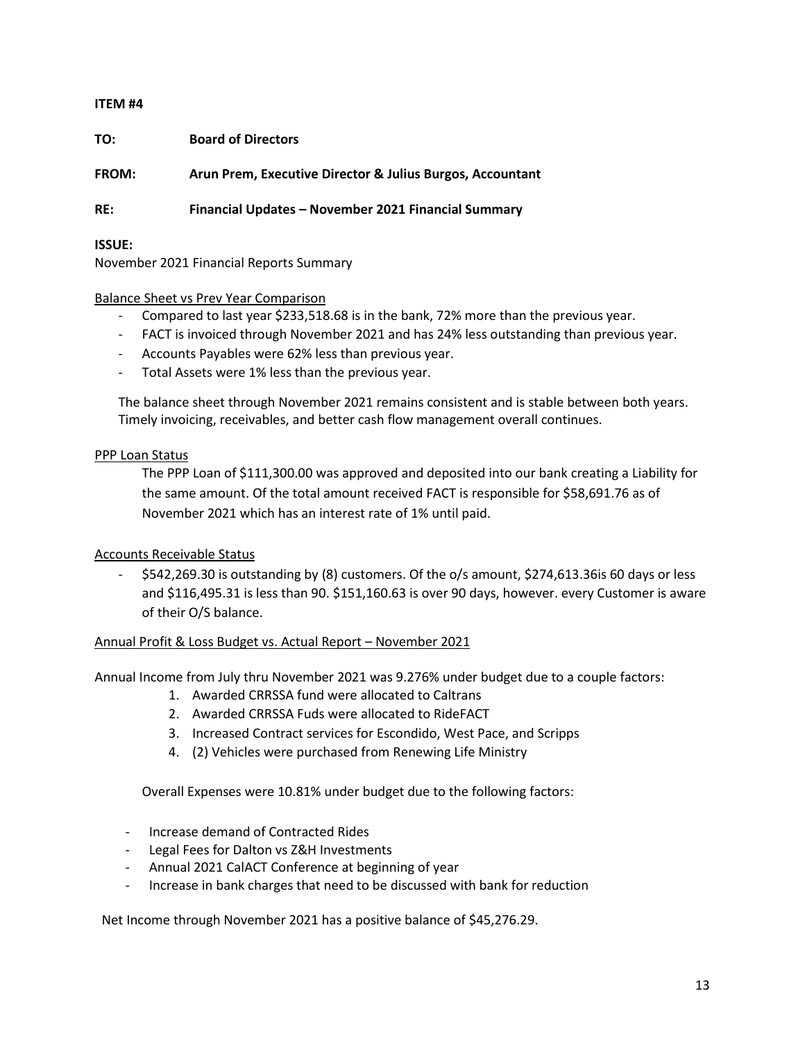**ITEM #4**

**TO:** **Board of Directors**

**FROM:** **Arun Prem, Executive Director & Julius Burgos, Accountant**

**RE:** **Financial Updates – November 2021 Financial Summary**

**ISSUE:**

November 2021 Financial Reports Summary

Balance Sheet vs Prev Year Comparison

- Compared to last year $233,518.68 is in the bank, 72% more than the previous year.
- FACT is invoiced through November 2021 and has 24% less outstanding than previous year.
- Accounts Payables were 62% less than previous year.
- Total Assets were 1% less than the previous year.

The balance sheet through November 2021 remains consistent and is stable between both years. Timely invoicing, receivables, and better cash flow management overall continues.

PPP Loan Status

The PPP Loan of $111,300.00 was approved and deposited into our bank creating a Liability for the same amount. Of the total amount received FACT is responsible for $58,691.76 as of November 2021 which has an interest rate of 1% until paid.

Accounts Receivable Status

- $542,269.30 is outstanding by (8) customers. Of the o/s amount, $274,613.36is 60 days or less and $116,495.31 is less than 90. $151,160.63 is over 90 days, however. every Customer is aware of their O/S balance.

Annual Profit & Loss Budget vs. Actual Report – November 2021

Annual Income from July thru November 2021 was 9.276% under budget due to a couple factors:

1. Awarded CRRSSA fund were allocated to Caltrans
2. Awarded CRRSSA Fuds were allocated to RideFACT
3. Increased Contract services for Escondido, West Pace, and Scripps
4. (2) Vehicles were purchased from Renewing Life Ministry

Overall Expenses were 10.81% under budget due to the following factors:

- Increase demand of Contracted Rides
- Legal Fees for Dalton vs Z&H Investments
- Annual 2021 CalACT Conference at beginning of year
- Increase in bank charges that need to be discussed with bank for reduction

Net Income through November 2021 has a positive balance of $45,276.29.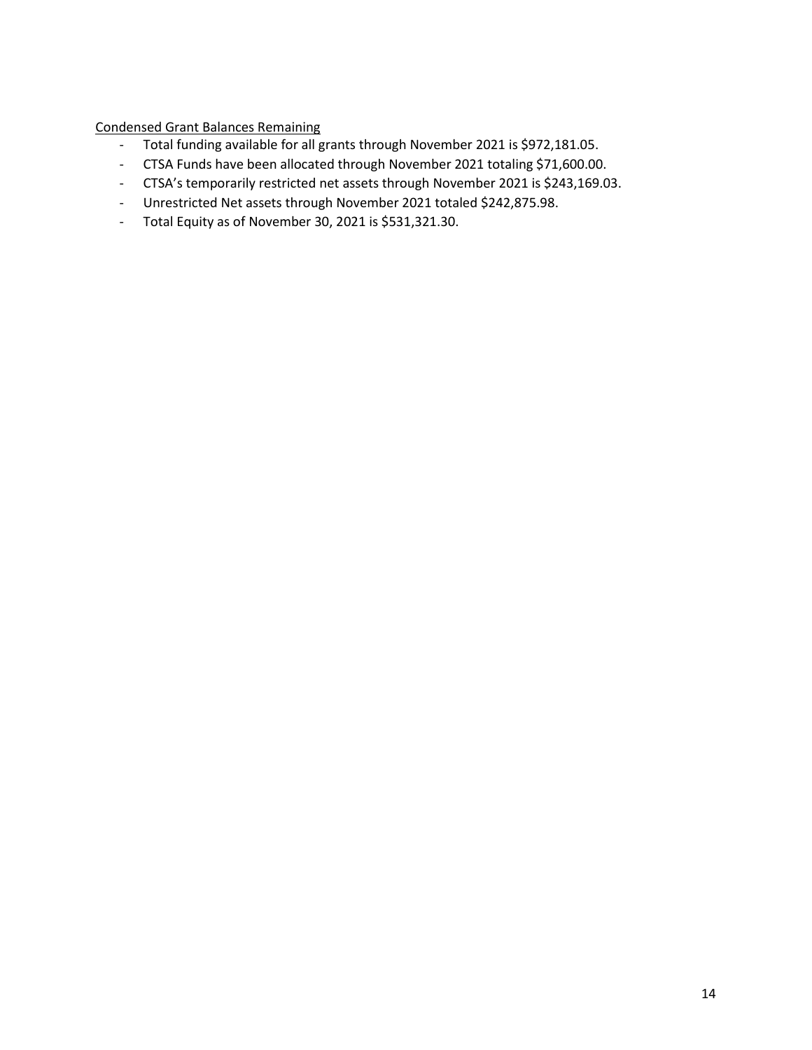Condensed Grant Balances Remaining

- Total funding available for all grants through November 2021 is $972,181.05.
- CTSA Funds have been allocated through November 2021 totaling $71,600.00.
- CTSA's temporarily restricted net assets through November 2021 is $243,169.03.
- Unrestricted Net assets through November 2021 totaled $242,875.98.
- Total Equity as of November 30, 2021 is $531,321.30.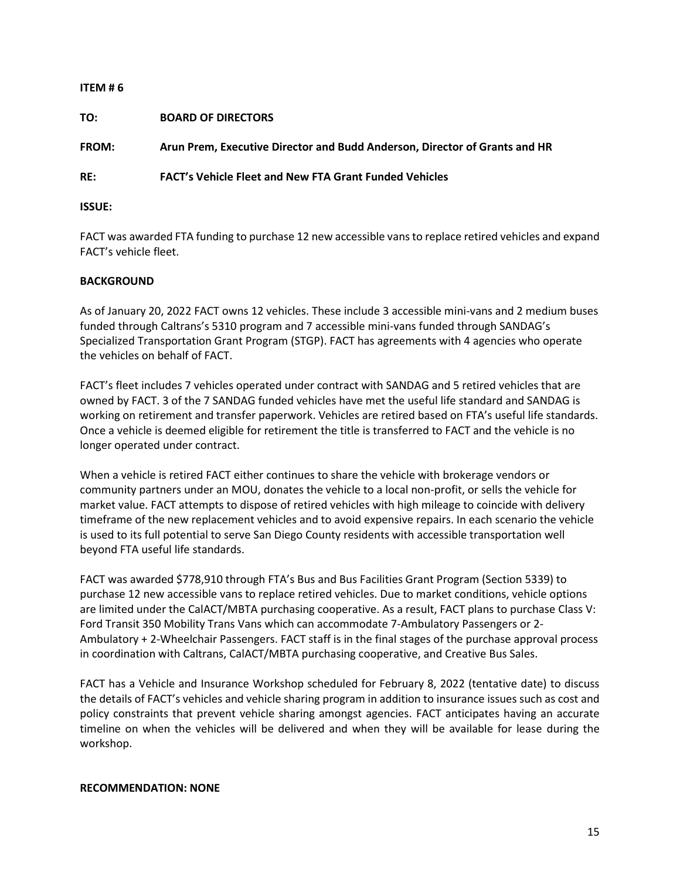**ITEM # 6**

**TO:** **BOARD OF DIRECTORS**

**FROM:** **Arun Prem, Executive Director and Budd Anderson, Director of Grants and HR**

**RE:** **FACT's Vehicle Fleet and New FTA Grant Funded Vehicles**

**ISSUE:**

FACT was awarded FTA funding to purchase 12 new accessible vans to replace retired vehicles and expand FACT's vehicle fleet.

**BACKGROUND**

As of January 20, 2022 FACT owns 12 vehicles. These include 3 accessible mini-vans and 2 medium buses funded through Caltrans's 5310 program and 7 accessible mini-vans funded through SANDAG's Specialized Transportation Grant Program (STGP). FACT has agreements with 4 agencies who operate the vehicles on behalf of FACT.

FACT's fleet includes 7 vehicles operated under contract with SANDAG and 5 retired vehicles that are owned by FACT. 3 of the 7 SANDAG funded vehicles have met the useful life standard and SANDAG is working on retirement and transfer paperwork. Vehicles are retired based on FTA's useful life standards. Once a vehicle is deemed eligible for retirement the title is transferred to FACT and the vehicle is no longer operated under contract.

When a vehicle is retired FACT either continues to share the vehicle with brokerage vendors or community partners under an MOU, donates the vehicle to a local non-profit, or sells the vehicle for market value. FACT attempts to dispose of retired vehicles with high mileage to coincide with delivery timeframe of the new replacement vehicles and to avoid expensive repairs. In each scenario the vehicle is used to its full potential to serve San Diego County residents with accessible transportation well beyond FTA useful life standards.

FACT was awarded $778,910 through FTA's Bus and Bus Facilities Grant Program (Section 5339) to purchase 12 new accessible vans to replace retired vehicles. Due to market conditions, vehicle options are limited under the CalACT/MBTA purchasing cooperative. As a result, FACT plans to purchase Class V: Ford Transit 350 Mobility Trans Vans which can accommodate 7-Ambulatory Passengers or 2-Ambulatory + 2-Wheelchair Passengers. FACT staff is in the final stages of the purchase approval process in coordination with Caltrans, CalACT/MBTA purchasing cooperative, and Creative Bus Sales.

FACT has a Vehicle and Insurance Workshop scheduled for February 8, 2022 (tentative date) to discuss the details of FACT's vehicles and vehicle sharing program in addition to insurance issues such as cost and policy constraints that prevent vehicle sharing amongst agencies. FACT anticipates having an accurate timeline on when the vehicles will be delivered and when they will be available for lease during the workshop.

**RECOMMENDATION: NONE**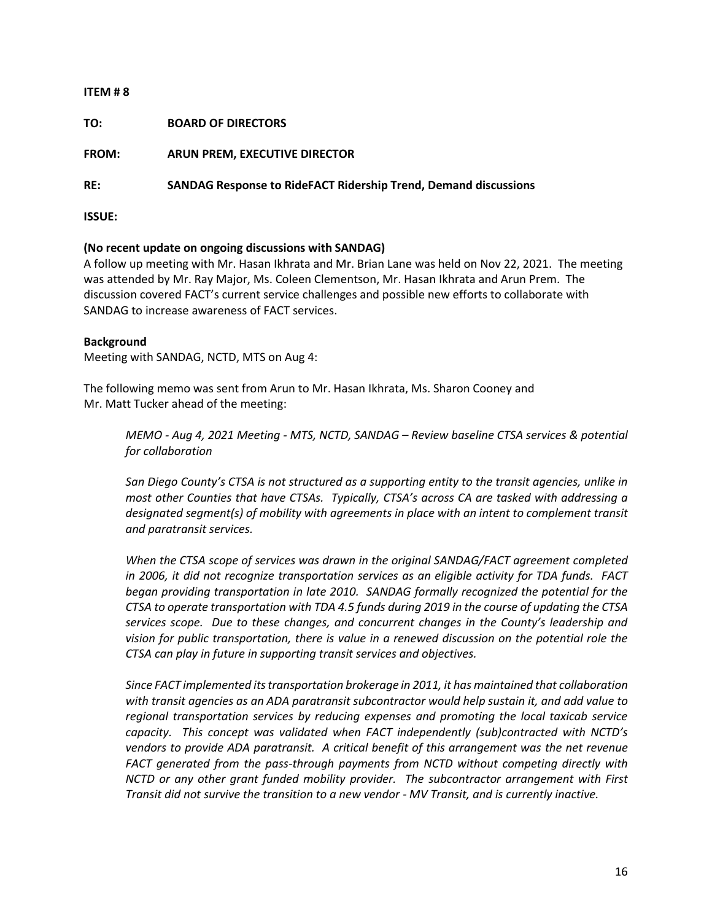**ITEM # 8**

**TO:** **BOARD OF DIRECTORS**

**FROM:** **ARUN PREM, EXECUTIVE DIRECTOR**

**RE:** **SANDAG Response to RideFACT Ridership Trend, Demand discussions**

**ISSUE:**

**(No recent update on ongoing discussions with SANDAG)**

A follow up meeting with Mr. Hasan Ikhrata and Mr. Brian Lane was held on Nov 22, 2021. The meeting was attended by Mr. Ray Major, Ms. Coleen Clementson, Mr. Hasan Ikhrata and Arun Prem. The discussion covered FACT's current service challenges and possible new efforts to collaborate with SANDAG to increase awareness of FACT services.

**Background**

Meeting with SANDAG, NCTD, MTS on Aug 4:

The following memo was sent from Arun to Mr. Hasan Ikhrata, Ms. Sharon Cooney and Mr. Matt Tucker ahead of the meeting:

> *MEMO - Aug 4, 2021 Meeting - MTS, NCTD, SANDAG – Review baseline CTSA services & potential for collaboration*
>
> *San Diego County's CTSA is not structured as a supporting entity to the transit agencies, unlike in most other Counties that have CTSAs. Typically, CTSA's across CA are tasked with addressing a designated segment(s) of mobility with agreements in place with an intent to complement transit and paratransit services.*
>
> *When the CTSA scope of services was drawn in the original SANDAG/FACT agreement completed in 2006, it did not recognize transportation services as an eligible activity for TDA funds. FACT began providing transportation in late 2010. SANDAG formally recognized the potential for the CTSA to operate transportation with TDA 4.5 funds during 2019 in the course of updating the CTSA services scope. Due to these changes, and concurrent changes in the County's leadership and vision for public transportation, there is value in a renewed discussion on the potential role the CTSA can play in future in supporting transit services and objectives.*
>
> *Since FACT implemented its transportation brokerage in 2011, it has maintained that collaboration with transit agencies as an ADA paratransit subcontractor would help sustain it, and add value to regional transportation services by reducing expenses and promoting the local taxicab service capacity. This concept was validated when FACT independently (sub)contracted with NCTD's vendors to provide ADA paratransit. A critical benefit of this arrangement was the net revenue FACT generated from the pass-through payments from NCTD without competing directly with NCTD or any other grant funded mobility provider. The subcontractor arrangement with First Transit did not survive the transition to a new vendor - MV Transit, and is currently inactive.*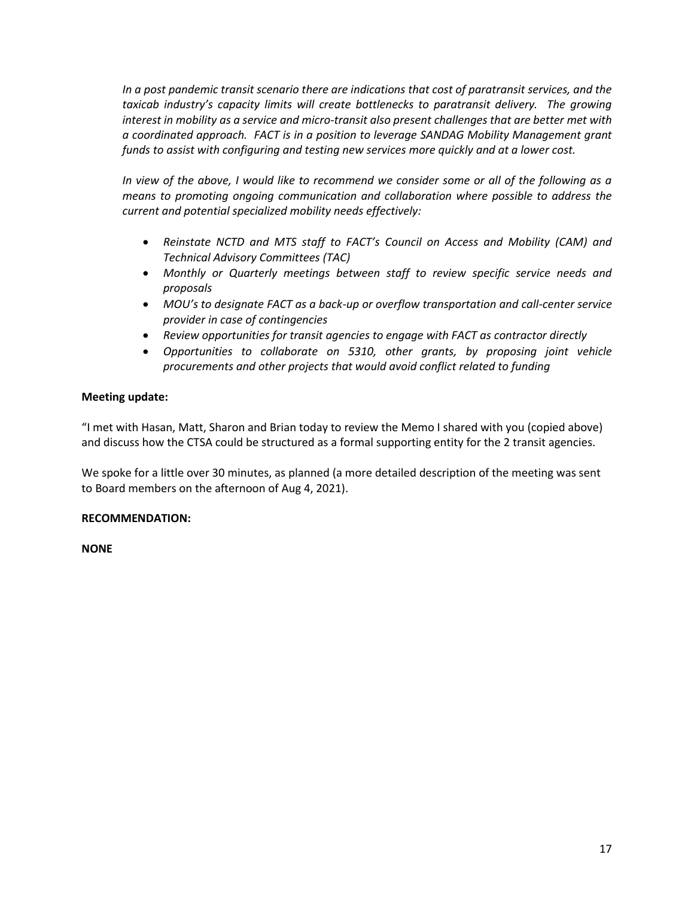*In a post pandemic transit scenario there are indications that cost of paratransit services, and the taxicab industry's capacity limits will create bottlenecks to paratransit delivery. The growing interest in mobility as a service and micro-transit also present challenges that are better met with a coordinated approach. FACT is in a position to leverage SANDAG Mobility Management grant funds to assist with configuring and testing new services more quickly and at a lower cost.*

*In view of the above, I would like to recommend we consider some or all of the following as a means to promoting ongoing communication and collaboration where possible to address the current and potential specialized mobility needs effectively:*

- *Reinstate NCTD and MTS staff to FACT's Council on Access and Mobility (CAM) and Technical Advisory Committees (TAC)*
- *Monthly or Quarterly meetings between staff to review specific service needs and proposals*
- *MOU's to designate FACT as a back-up or overflow transportation and call-center service provider in case of contingencies*
- *Review opportunities for transit agencies to engage with FACT as contractor directly*
- *Opportunities to collaborate on 5310, other grants, by proposing joint vehicle procurements and other projects that would avoid conflict related to funding*

**Meeting update:**

"I met with Hasan, Matt, Sharon and Brian today to review the Memo I shared with you (copied above) and discuss how the CTSA could be structured as a formal supporting entity for the 2 transit agencies.

We spoke for a little over 30 minutes, as planned (a more detailed description of the meeting was sent to Board members on the afternoon of Aug 4, 2021).

**RECOMMENDATION:**

**NONE**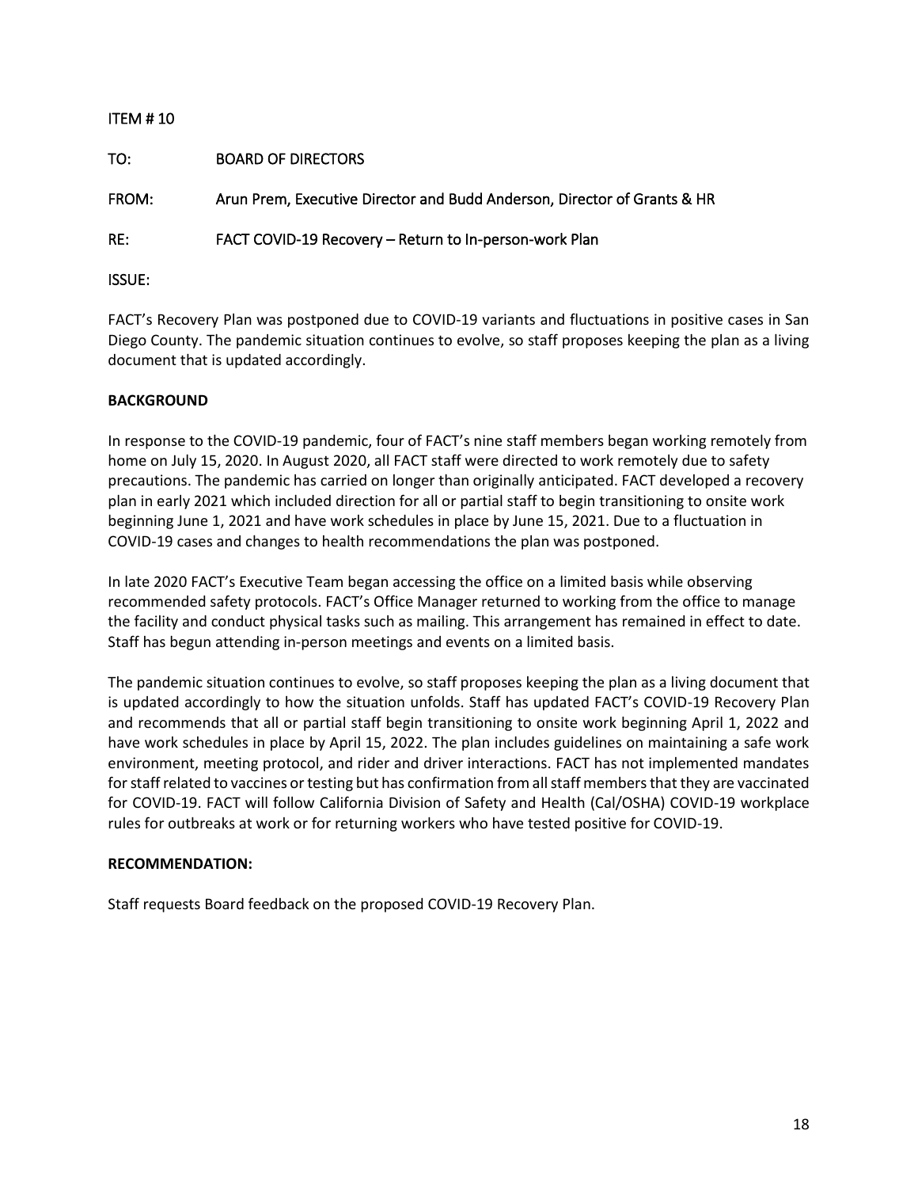ITEM # 10

TO: BOARD OF DIRECTORS

FROM: Arun Prem, Executive Director and Budd Anderson, Director of Grants & HR

RE: FACT COVID-19 Recovery – Return to In-person-work Plan

ISSUE:

FACT's Recovery Plan was postponed due to COVID-19 variants and fluctuations in positive cases in San Diego County. The pandemic situation continues to evolve, so staff proposes keeping the plan as a living document that is updated accordingly.

**BACKGROUND**

In response to the COVID-19 pandemic, four of FACT's nine staff members began working remotely from home on July 15, 2020. In August 2020, all FACT staff were directed to work remotely due to safety precautions. The pandemic has carried on longer than originally anticipated. FACT developed a recovery plan in early 2021 which included direction for all or partial staff to begin transitioning to onsite work beginning June 1, 2021 and have work schedules in place by June 15, 2021. Due to a fluctuation in COVID-19 cases and changes to health recommendations the plan was postponed.

In late 2020 FACT's Executive Team began accessing the office on a limited basis while observing recommended safety protocols. FACT's Office Manager returned to working from the office to manage the facility and conduct physical tasks such as mailing. This arrangement has remained in effect to date. Staff has begun attending in-person meetings and events on a limited basis.

The pandemic situation continues to evolve, so staff proposes keeping the plan as a living document that is updated accordingly to how the situation unfolds. Staff has updated FACT's COVID-19 Recovery Plan and recommends that all or partial staff begin transitioning to onsite work beginning April 1, 2022 and have work schedules in place by April 15, 2022. The plan includes guidelines on maintaining a safe work environment, meeting protocol, and rider and driver interactions. FACT has not implemented mandates for staff related to vaccines or testing but has confirmation from all staff members that they are vaccinated for COVID-19. FACT will follow California Division of Safety and Health (Cal/OSHA) COVID-19 workplace rules for outbreaks at work or for returning workers who have tested positive for COVID-19.

**RECOMMENDATION:**

Staff requests Board feedback on the proposed COVID-19 Recovery Plan.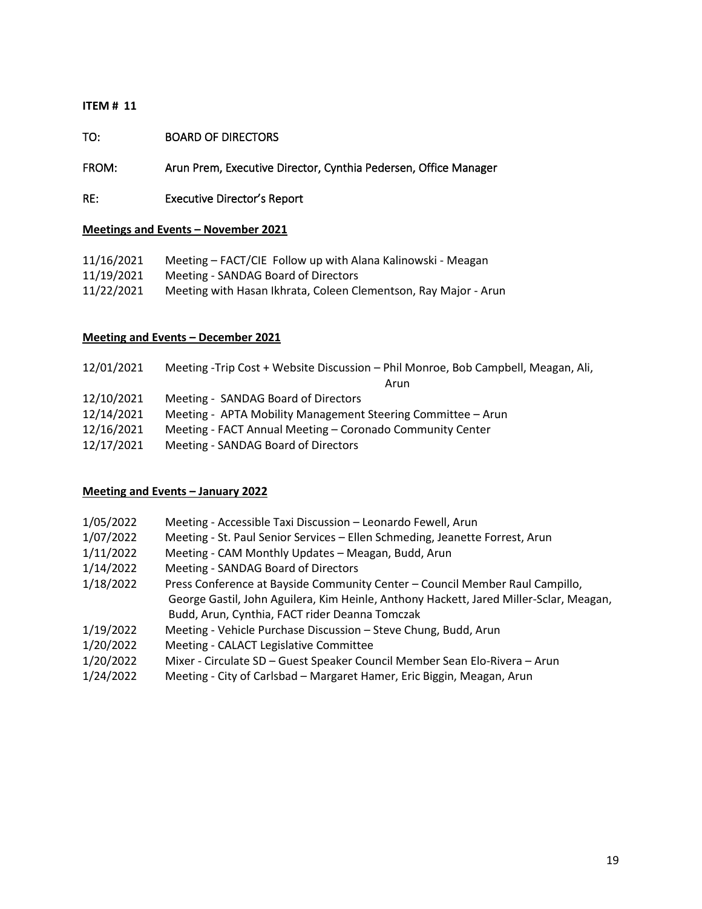**ITEM # 11**

TO: BOARD OF DIRECTORS

FROM: Arun Prem, Executive Director, Cynthia Pedersen, Office Manager

RE: Executive Director's Report

**Meetings and Events – November 2021**

| | |
|---|---|
| 11/16/2021 | Meeting – FACT/CIE Follow up with Alana Kalinowski - Meagan |
| 11/19/2021 | Meeting - SANDAG Board of Directors |
| 11/22/2021 | Meeting with Hasan Ikhrata, Coleen Clementson, Ray Major - Arun |

**Meeting and Events – December 2021**

| | |
|---|---|
| 12/01/2021 | Meeting -Trip Cost + Website Discussion – Phil Monroe, Bob Campbell, Meagan, Ali, Arun |
| 12/10/2021 | Meeting - SANDAG Board of Directors |
| 12/14/2021 | Meeting - APTA Mobility Management Steering Committee – Arun |
| 12/16/2021 | Meeting - FACT Annual Meeting – Coronado Community Center |
| 12/17/2021 | Meeting - SANDAG Board of Directors |

**Meeting and Events – January 2022**

| | |
|---|---|
| 1/05/2022 | Meeting - Accessible Taxi Discussion – Leonardo Fewell, Arun |
| 1/07/2022 | Meeting - St. Paul Senior Services – Ellen Schmeding, Jeanette Forrest, Arun |
| 1/11/2022 | Meeting - CAM Monthly Updates – Meagan, Budd, Arun |
| 1/14/2022 | Meeting - SANDAG Board of Directors |
| 1/18/2022 | Press Conference at Bayside Community Center – Council Member Raul Campillo, George Gastil, John Aguilera, Kim Heinle, Anthony Hackett, Jared Miller-Sclar, Meagan, Budd, Arun, Cynthia, FACT rider Deanna Tomczak |
| 1/19/2022 | Meeting - Vehicle Purchase Discussion – Steve Chung, Budd, Arun |
| 1/20/2022 | Meeting - CALACT Legislative Committee |
| 1/20/2022 | Mixer - Circulate SD – Guest Speaker Council Member Sean Elo-Rivera – Arun |
| 1/24/2022 | Meeting - City of Carlsbad – Margaret Hamer, Eric Biggin, Meagan, Arun |